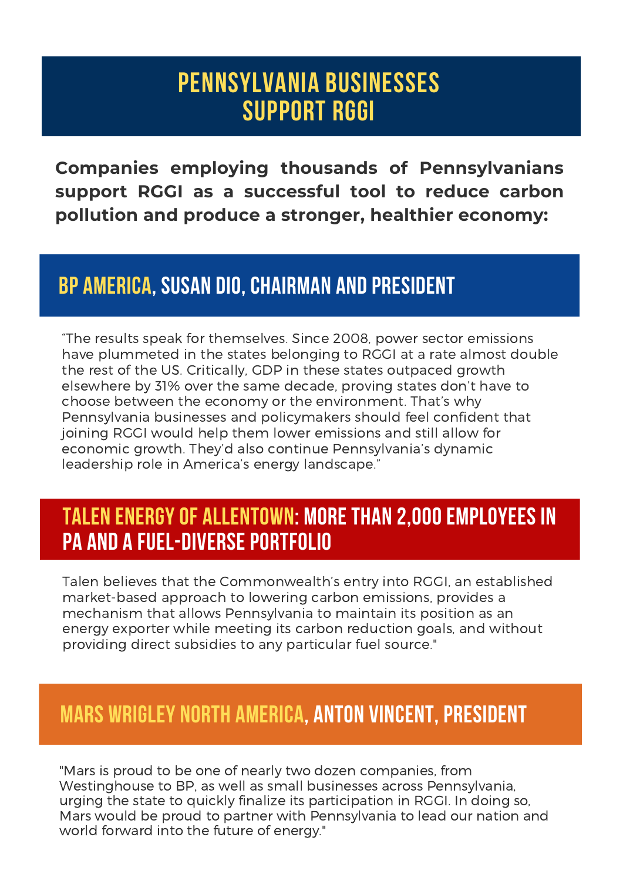# PENNSYLVANIA BUSINESSES SUPPORT RGGI

**Companies employing thousands of Pennsylvanians support RGGI as a successful tool to reduce carbon pollution and produce a stronger, healthier economy:**

## BP AMERICA, SUSAN DIO, CHAIRMAN AND PRESIDENT

“The results speak for themselves. Since 2008, power sector emissions have plummeted in the states belonging to RGGI at a rate almost double the rest of the US. Critically, GDP in these states outpaced growth elsewhere by 31% over the same decade, proving states don’t have to choose between the economy or the environment. That’s why Pennsylvania businesses and policymakers should feel confident that joining RGGI would help them lower emissions and still allow for economic growth. They’d also continue Pennsylvania’s dynamic leadership role in America’s energy landscape.”

## TALEN ENERGY OF ALLENTOWN: MORE THAN 2,000 EMPLOYEES IN PA AND A FUEL-DIVERSE PORTFOLIO

Talen believes that the Commonwealth’s entry into RGGI, an established market-based approach to lowering carbon emissions, provides a mechanism that allows Pennsylvania to maintain its position as an energy exporter while meeting its carbon reduction goals, and without providing direct subsidies to any particular fuel source."

## MARS WRIGLEY NORTH AMERICA, ANTON VINCENT, PRESIDENT

"Mars is proud to be one of nearly two dozen companies, from Westinghouse to BP, as well as small businesses across Pennsylvania, urging the state to quickly finalize its participation in RGGI. In doing so, Mars would be proud to partner with Pennsylvania to lead our nation and world forward into the future of energy."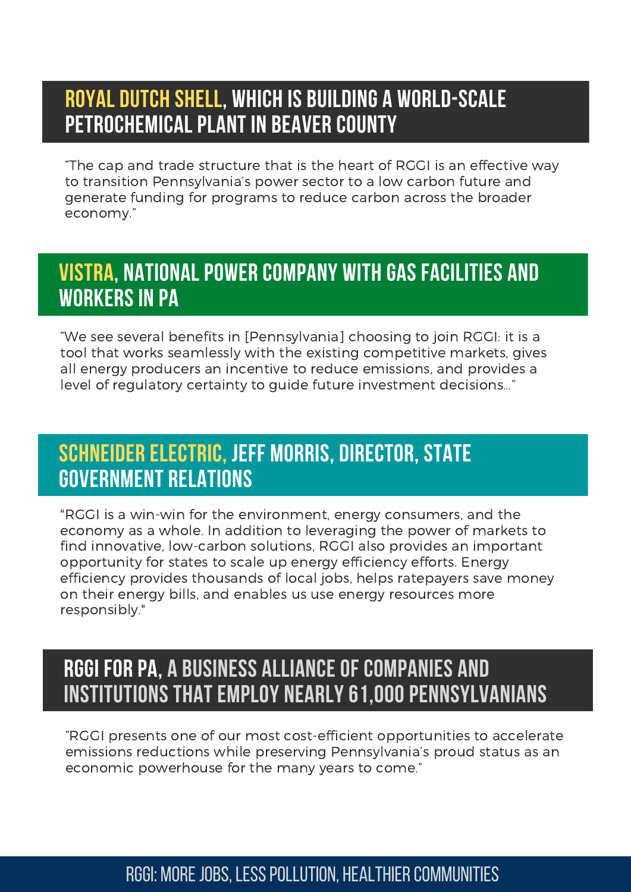## ROYAL DUTCH SHELL, WHICH IS BUILDING A WORLD-SCALE PETROCHEMICAL PLANT IN BEAVER COUNTY

"The cap and trade structure that is the heart of RGGI is an effective way to transition Pennsylvania's power sector to a low carbon future and generate funding for programs to reduce carbon across the broader economy."

## VISTRA, NATIONAL POWER COMPANY WITH GAS FACILITIES AND WORKERS IN PA

"We see several benefits in [Pennsylvania] choosing to join RGGI: it is a tool that works seamlessly with the existing competitive markets, gives all energy producers an incentive to reduce emissions, and provides a level of regulatory certainty to guide future investment decisions..."

## SCHNEIDER ELECTRIC, JEFF MORRIS, DIRECTOR, STATE GOVERNMENT RELATIONS

"RGGI is a win-win for the environment, energy consumers, and the economy as a whole. In addition to leveraging the power of markets to find innovative, low-carbon solutions, RGGI also provides an important opportunity for states to scale up energy efficiency efforts. Energy efficiency provides thousands of local jobs, helps ratepayers save money on their energy bills, and enables us use energy resources more responsibly."

## RGGI FOR PA, A BUSINESS ALLIANCE OF COMPANIES AND INSTITUTIONS THAT EMPLOY NEARLY 61,000 PENNSYLVANIANS

"RGGI presents one of our most cost-efficient opportunities to accelerate emissions reductions while preserving Pennsylvania's proud status as an economic powerhouse for the many years to come."

RGGI: MORE JOBS, LESS POLLUTION, HEALTHIER COMMUNITIES